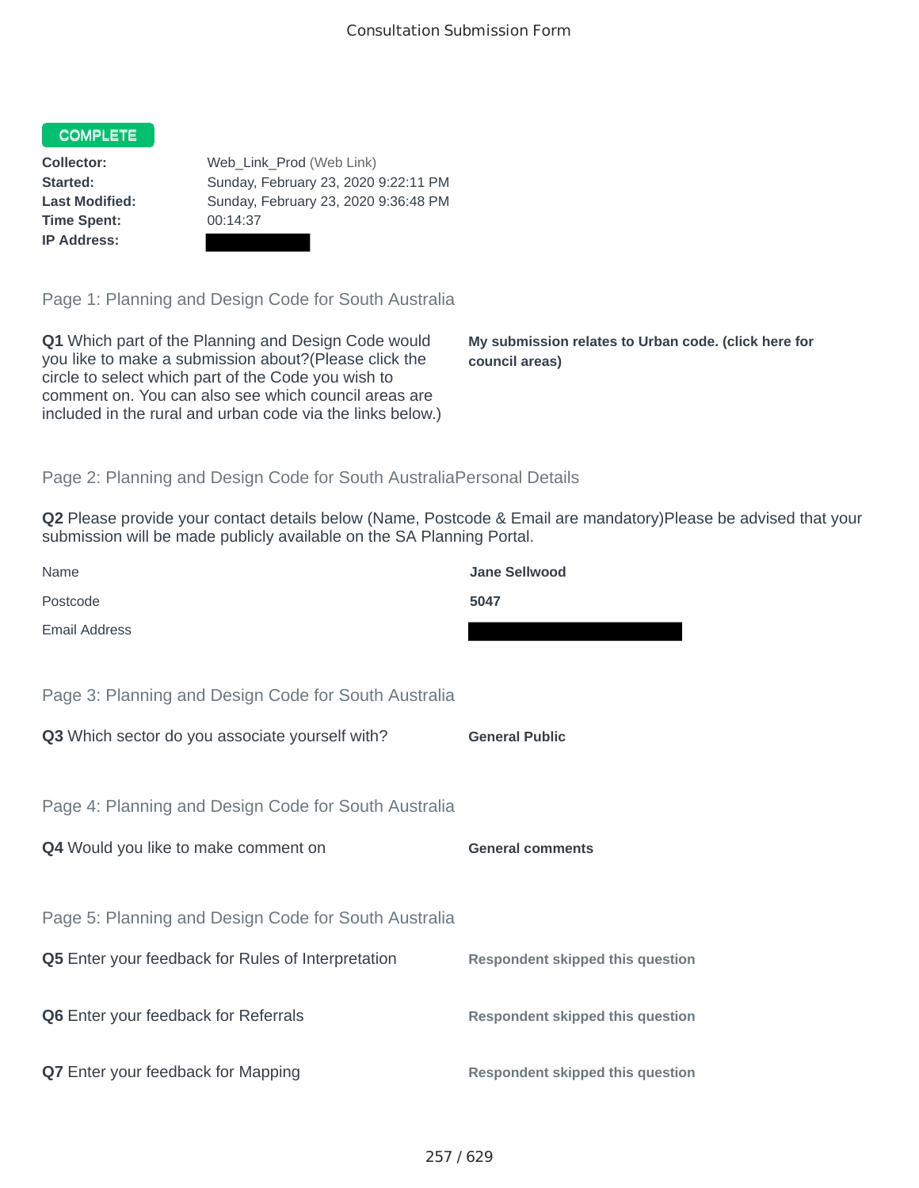Consultation Submission Form

**COMPLETE**

**Collector:** Web_Link_Prod (Web Link)
**Started:** Sunday, February 23, 2020 9:22:11 PM
**Last Modified:** Sunday, February 23, 2020 9:36:48 PM
**Time Spent:** 00:14:37
**IP Address:**

## Page 1: Planning and Design Code for South Australia

**Q1** Which part of the Planning and Design Code would you like to make a submission about?(Please click the circle to select which part of the Code you wish to comment on. You can also see which council areas are included in the rural and urban code via the links below.)

**My submission relates to Urban code. (click here for council areas)**

## Page 2: Planning and Design Code for South AustraliaPersonal Details

**Q2** Please provide your contact details below (Name, Postcode & Email are mandatory)Please be advised that your submission will be made publicly available on the SA Planning Portal.

| | |
|---|---|
| Name | **Jane Sellwood** |
| Postcode | **5047** |
| Email Address | |

## Page 3: Planning and Design Code for South Australia

**Q3** Which sector do you associate yourself with?

**General Public**

## Page 4: Planning and Design Code for South Australia

**Q4** Would you like to make comment on

**General comments**

## Page 5: Planning and Design Code for South Australia

**Q5** Enter your feedback for Rules of Interpretation

**Respondent skipped this question**

**Q6** Enter your feedback for Referrals

**Respondent skipped this question**

**Q7** Enter your feedback for Mapping

**Respondent skipped this question**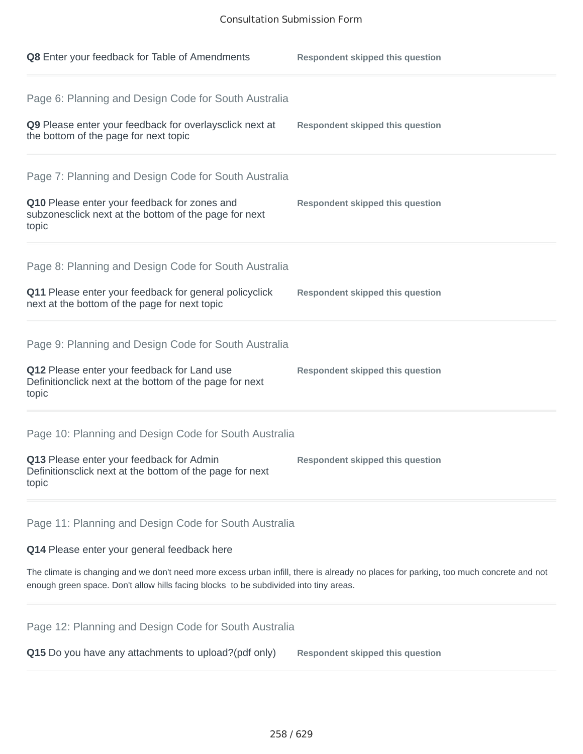**Q8** Enter your feedback for Table of Amendments

**Respondent skipped this question**

Page 6: Planning and Design Code for South Australia

**Q9** Please enter your feedback for overlaysclick next at the bottom of the page for next topic

**Respondent skipped this question**

Page 7: Planning and Design Code for South Australia

**Q10** Please enter your feedback for zones and subzonesclick next at the bottom of the page for next topic

**Respondent skipped this question**

Page 8: Planning and Design Code for South Australia

**Q11** Please enter your feedback for general policyclick next at the bottom of the page for next topic

**Respondent skipped this question**

Page 9: Planning and Design Code for South Australia

**Q12** Please enter your feedback for Land use Definitionclick next at the bottom of the page for next topic

**Respondent skipped this question**

Page 10: Planning and Design Code for South Australia

**Q13** Please enter your feedback for Admin Definitionsclick next at the bottom of the page for next topic

**Respondent skipped this question**

Page 11: Planning and Design Code for South Australia

**Q14** Please enter your general feedback here

The climate is changing and we don't need more excess urban infill, there is already no places for parking, too much concrete and not enough green space. Don't allow hills facing blocks to be subdivided into tiny areas.

Page 12: Planning and Design Code for South Australia

**Q15** Do you have any attachments to upload?(pdf only)

**Respondent skipped this question**